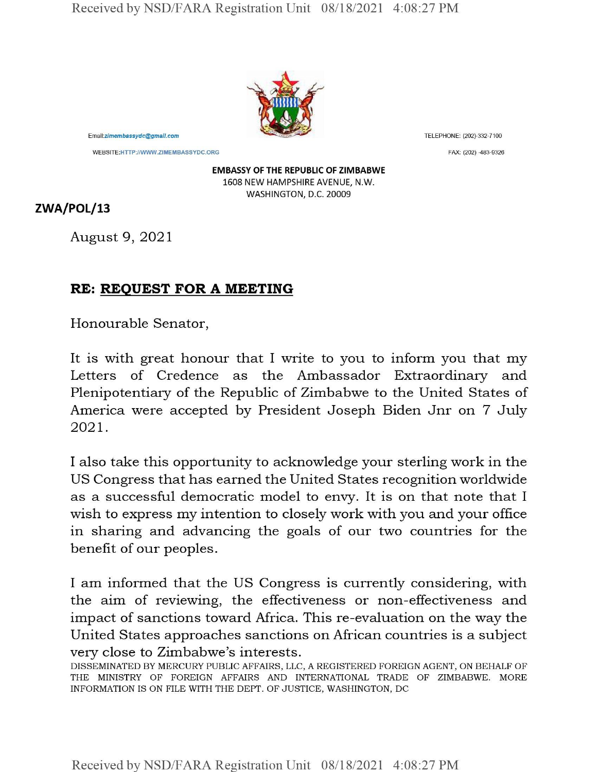Email:zimembassydc@gmail.com

TELEPHONE: (202)-332-7100

WEBSITE:HTTP://WWW.ZIMEMBASSYDC.ORG

FAX: (202) -483-9326

**EMBASSY OF THE REPUBLIC OF ZIMBABWE**
1608 NEW HAMPSHIRE AVENUE, N.W.
WASHINGTON, D.C. 20009

**ZWA/POL/13**

August 9, 2021

**RE: REQUEST FOR A MEETING**

Honourable Senator,

It is with great honour that I write to you to inform you that my Letters of Credence as the Ambassador Extraordinary and Plenipotentiary of the Republic of Zimbabwe to the United States of America were accepted by President Joseph Biden Jnr on 7 July 2021.

I also take this opportunity to acknowledge your sterling work in the US Congress that has earned the United States recognition worldwide as a successful democratic model to envy. It is on that note that I wish to express my intention to closely work with you and your office in sharing and advancing the goals of our two countries for the benefit of our peoples.

I am informed that the US Congress is currently considering, with the aim of reviewing, the effectiveness or non-effectiveness and impact of sanctions toward Africa. This re-evaluation on the way the United States approaches sanctions on African countries is a subject very close to Zimbabwe's interests.

DISSEMINATED BY MERCURY PUBLIC AFFAIRS, LLC, A REGISTERED FOREIGN AGENT, ON BEHALF OF THE MINISTRY OF FOREIGN AFFAIRS AND INTERNATIONAL TRADE OF ZIMBABWE. MORE INFORMATION IS ON FILE WITH THE DEPT. OF JUSTICE, WASHINGTON, DC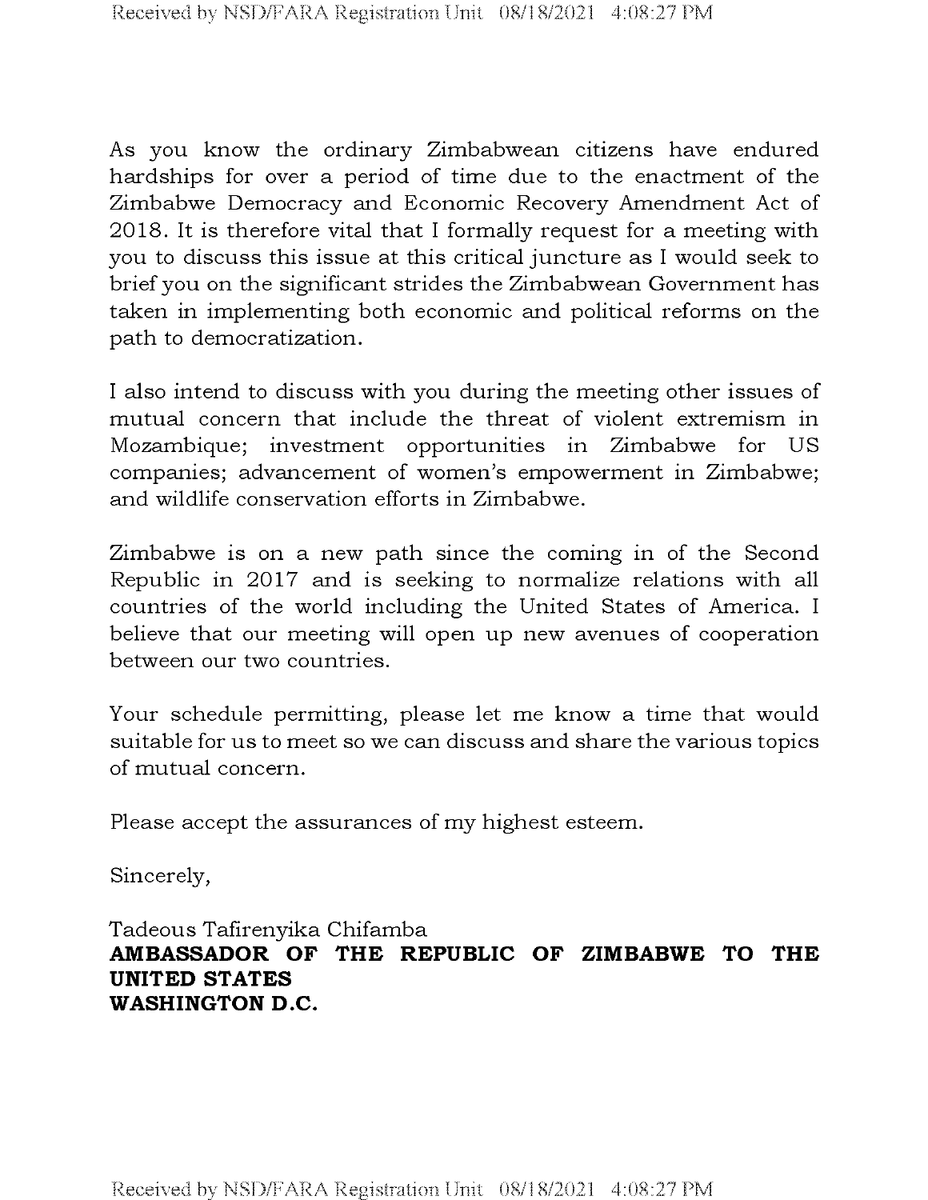As you know the ordinary Zimbabwean citizens have endured hardships for over a period of time due to the enactment of the Zimbabwe Democracy and Economic Recovery Amendment Act of 2018. It is therefore vital that I formally request for a meeting with you to discuss this issue at this critical juncture as I would seek to brief you on the significant strides the Zimbabwean Government has taken in implementing both economic and political reforms on the path to democratization.

I also intend to discuss with you during the meeting other issues of mutual concern that include the threat of violent extremism in Mozambique; investment opportunities in Zimbabwe for US companies; advancement of women's empowerment in Zimbabwe; and wildlife conservation efforts in Zimbabwe.

Zimbabwe is on a new path since the coming in of the Second Republic in 2017 and is seeking to normalize relations with all countries of the world including the United States of America. I believe that our meeting will open up new avenues of cooperation between our two countries.

Your schedule permitting, please let me know a time that would suitable for us to meet so we can discuss and share the various topics of mutual concern.

Please accept the assurances of my highest esteem.

Sincerely,

Tadeous Tafirenyika Chifamba
**AMBASSADOR OF THE REPUBLIC OF ZIMBABWE TO THE UNITED STATES**
**WASHINGTON D.C.**